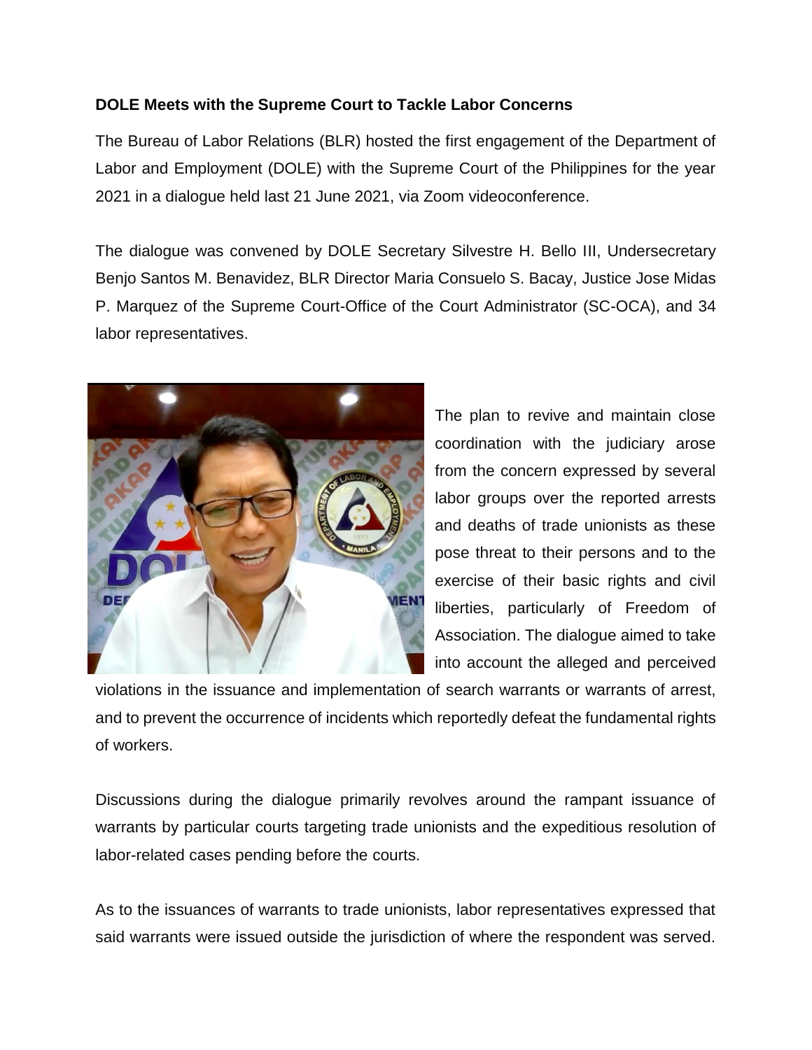**DOLE Meets with the Supreme Court to Tackle Labor Concerns**

The Bureau of Labor Relations (BLR) hosted the first engagement of the Department of Labor and Employment (DOLE) with the Supreme Court of the Philippines for the year 2021 in a dialogue held last 21 June 2021, via Zoom videoconference.

The dialogue was convened by DOLE Secretary Silvestre H. Bello III, Undersecretary Benjo Santos M. Benavidez, BLR Director Maria Consuelo S. Bacay, Justice Jose Midas P. Marquez of the Supreme Court-Office of the Court Administrator (SC-OCA), and 34 labor representatives.

The plan to revive and maintain close coordination with the judiciary arose from the concern expressed by several labor groups over the reported arrests and deaths of trade unionists as these pose threat to their persons and to the exercise of their basic rights and civil liberties, particularly of Freedom of Association. The dialogue aimed to take into account the alleged and perceived violations in the issuance and implementation of search warrants or warrants of arrest, and to prevent the occurrence of incidents which reportedly defeat the fundamental rights of workers.

Discussions during the dialogue primarily revolves around the rampant issuance of warrants by particular courts targeting trade unionists and the expeditious resolution of labor-related cases pending before the courts.

As to the issuances of warrants to trade unionists, labor representatives expressed that said warrants were issued outside the jurisdiction of where the respondent was served.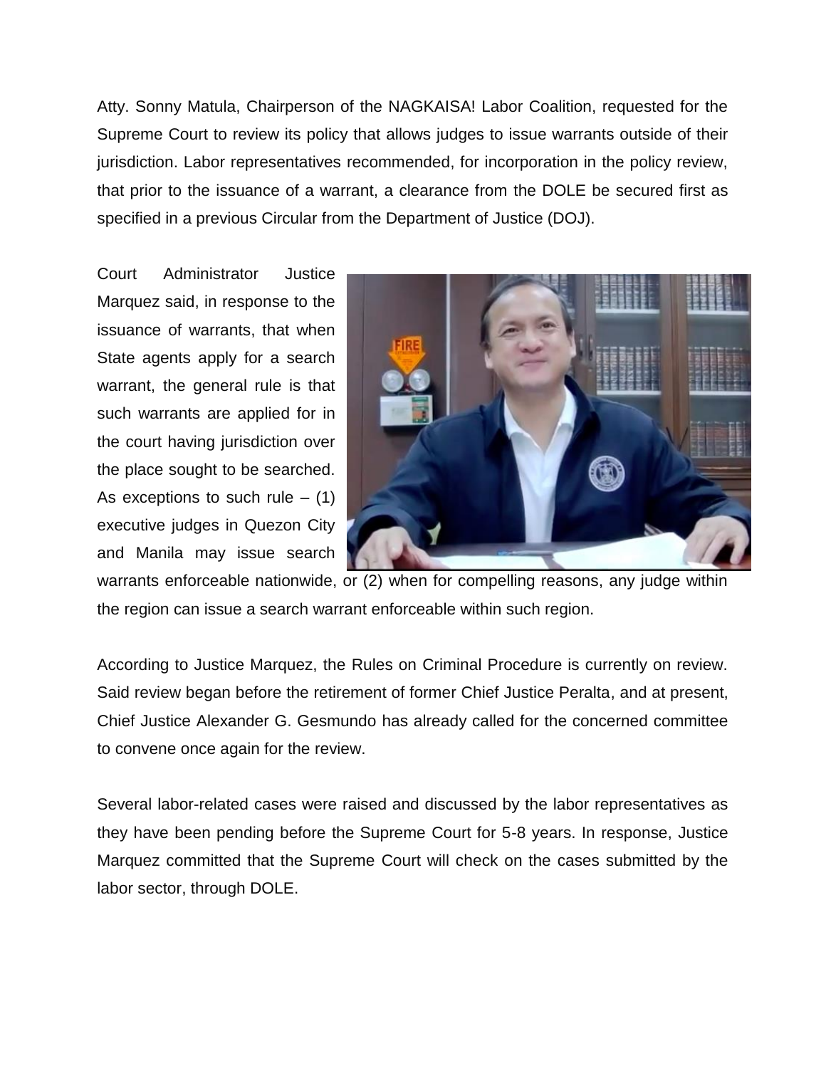Atty. Sonny Matula, Chairperson of the NAGKAISA! Labor Coalition, requested for the Supreme Court to review its policy that allows judges to issue warrants outside of their jurisdiction. Labor representatives recommended, for incorporation in the policy review, that prior to the issuance of a warrant, a clearance from the DOLE be secured first as specified in a previous Circular from the Department of Justice (DOJ).

Court Administrator Justice Marquez said, in response to the issuance of warrants, that when State agents apply for a search warrant, the general rule is that such warrants are applied for in the court having jurisdiction over the place sought to be searched. As exceptions to such rule – (1) executive judges in Quezon City and Manila may issue search warrants enforceable nationwide, or (2) when for compelling reasons, any judge within the region can issue a search warrant enforceable within such region.

According to Justice Marquez, the Rules on Criminal Procedure is currently on review. Said review began before the retirement of former Chief Justice Peralta, and at present, Chief Justice Alexander G. Gesmundo has already called for the concerned committee to convene once again for the review.

Several labor-related cases were raised and discussed by the labor representatives as they have been pending before the Supreme Court for 5-8 years. In response, Justice Marquez committed that the Supreme Court will check on the cases submitted by the labor sector, through DOLE.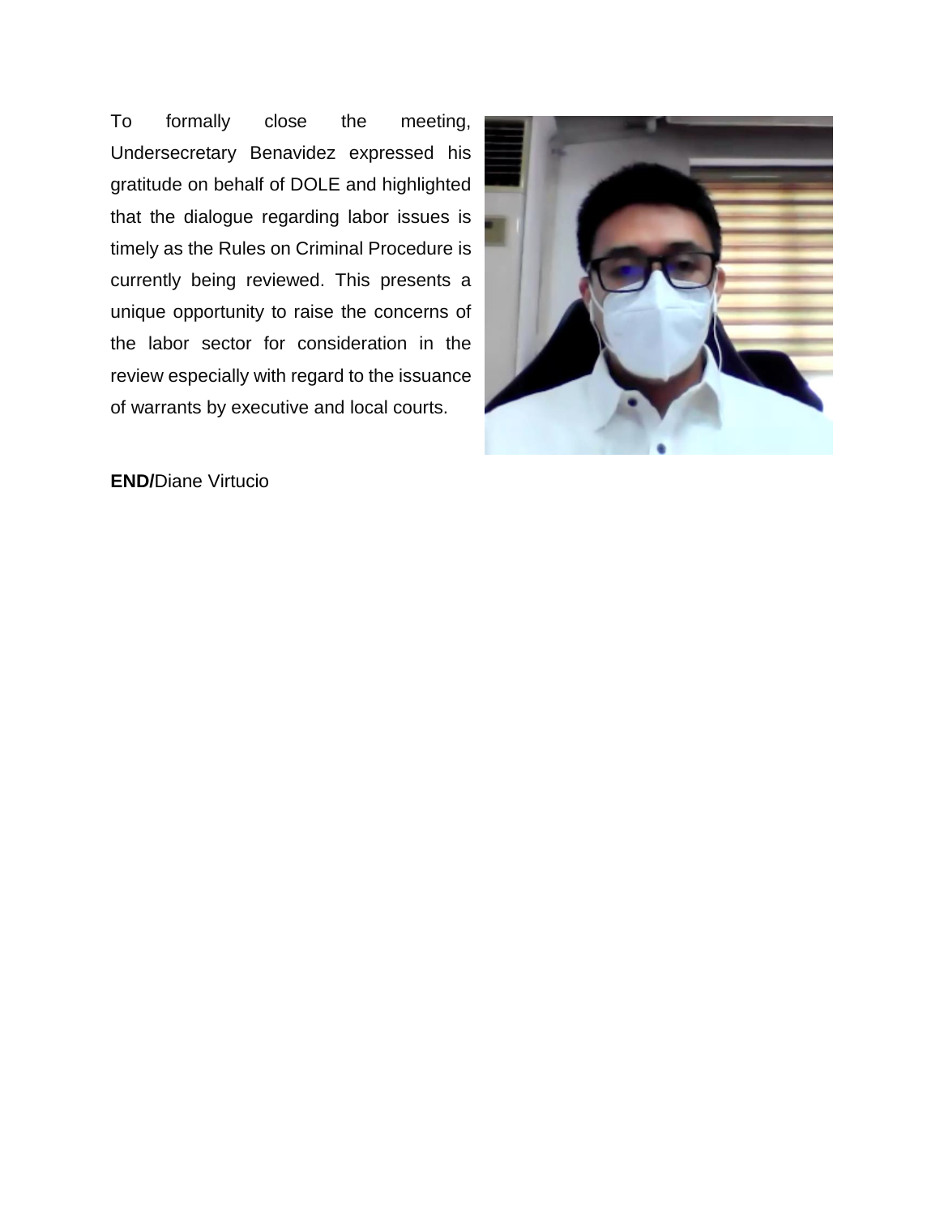To formally close the meeting, Undersecretary Benavidez expressed his gratitude on behalf of DOLE and highlighted that the dialogue regarding labor issues is timely as the Rules on Criminal Procedure is currently being reviewed. This presents a unique opportunity to raise the concerns of the labor sector for consideration in the review especially with regard to the issuance of warrants by executive and local courts.

**END/**Diane Virtucio